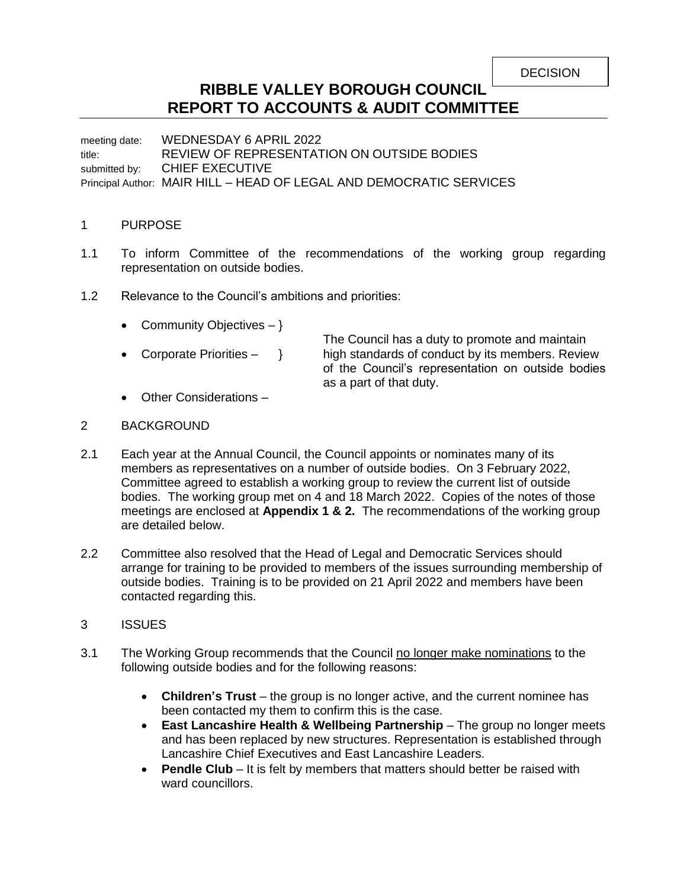DECISION

# RIBBLE VALLEY BOROUGH COUNCIL
# REPORT TO ACCOUNTS & AUDIT COMMITTEE

meeting date: WEDNESDAY 6 APRIL 2022
title: REVIEW OF REPRESENTATION ON OUTSIDE BODIES
submitted by: CHIEF EXECUTIVE
Principal Author: MAIR HILL – HEAD OF LEGAL AND DEMOCRATIC SERVICES

## 1 PURPOSE

1.1 To inform Committee of the recommendations of the working group regarding representation on outside bodies.

1.2 Relevance to the Council's ambitions and priorities:

- Community Objectives – }
- Corporate Priorities – } The Council has a duty to promote and maintain high standards of conduct by its members. Review of the Council's representation on outside bodies as a part of that duty.
- Other Considerations –

## 2 BACKGROUND

2.1 Each year at the Annual Council, the Council appoints or nominates many of its members as representatives on a number of outside bodies. On 3 February 2022, Committee agreed to establish a working group to review the current list of outside bodies. The working group met on 4 and 18 March 2022. Copies of the notes of those meetings are enclosed at **Appendix 1 & 2.** The recommendations of the working group are detailed below.

2.2 Committee also resolved that the Head of Legal and Democratic Services should arrange for training to be provided to members of the issues surrounding membership of outside bodies. Training is to be provided on 21 April 2022 and members have been contacted regarding this.

## 3 ISSUES

3.1 The Working Group recommends that the Council no longer make nominations to the following outside bodies and for the following reasons:

- **Children's Trust** – the group is no longer active, and the current nominee has been contacted my them to confirm this is the case.
- **East Lancashire Health & Wellbeing Partnership** – The group no longer meets and has been replaced by new structures. Representation is established through Lancashire Chief Executives and East Lancashire Leaders.
- **Pendle Club** – It is felt by members that matters should better be raised with ward councillors.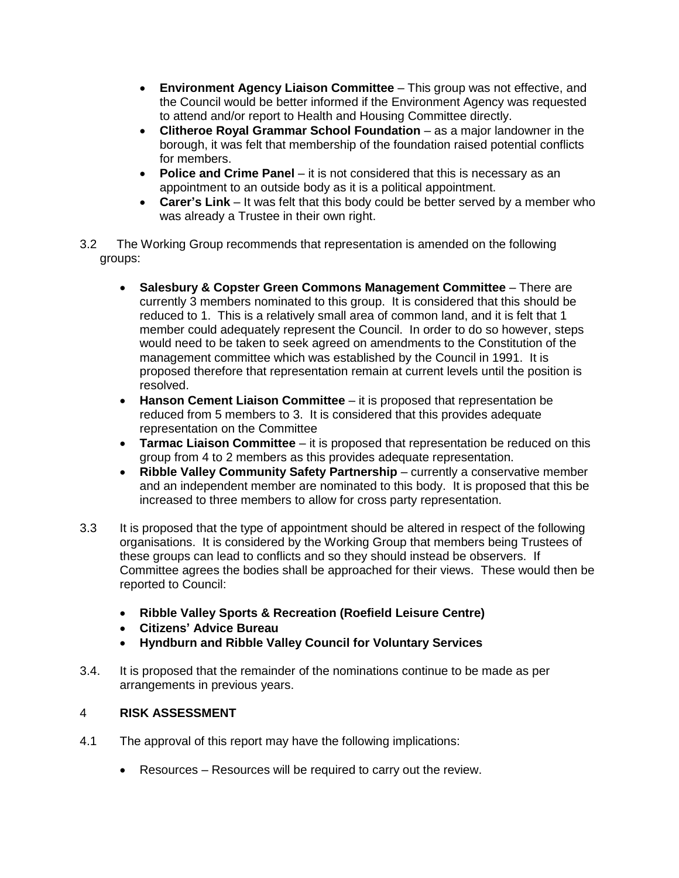- **Environment Agency Liaison Committee** – This group was not effective, and the Council would be better informed if the Environment Agency was requested to attend and/or report to Health and Housing Committee directly.
- **Clitheroe Royal Grammar School Foundation** – as a major landowner in the borough, it was felt that membership of the foundation raised potential conflicts for members.
- **Police and Crime Panel** – it is not considered that this is necessary as an appointment to an outside body as it is a political appointment.
- **Carer's Link** – It was felt that this body could be better served by a member who was already a Trustee in their own right.

3.2 The Working Group recommends that representation is amended on the following groups:

- **Salesbury & Copster Green Commons Management Committee** – There are currently 3 members nominated to this group. It is considered that this should be reduced to 1. This is a relatively small area of common land, and it is felt that 1 member could adequately represent the Council. In order to do so however, steps would need to be taken to seek agreed on amendments to the Constitution of the management committee which was established by the Council in 1991. It is proposed therefore that representation remain at current levels until the position is resolved.
- **Hanson Cement Liaison Committee** – it is proposed that representation be reduced from 5 members to 3. It is considered that this provides adequate representation on the Committee
- **Tarmac Liaison Committee** – it is proposed that representation be reduced on this group from 4 to 2 members as this provides adequate representation.
- **Ribble Valley Community Safety Partnership** – currently a conservative member and an independent member are nominated to this body. It is proposed that this be increased to three members to allow for cross party representation.

3.3 It is proposed that the type of appointment should be altered in respect of the following organisations. It is considered by the Working Group that members being Trustees of these groups can lead to conflicts and so they should instead be observers. If Committee agrees the bodies shall be approached for their views. These would then be reported to Council:

- **Ribble Valley Sports & Recreation (Roefield Leisure Centre)**
- **Citizens' Advice Bureau**
- **Hyndburn and Ribble Valley Council for Voluntary Services**

3.4. It is proposed that the remainder of the nominations continue to be made as per arrangements in previous years.

## 4 RISK ASSESSMENT

4.1 The approval of this report may have the following implications:

- Resources – Resources will be required to carry out the review.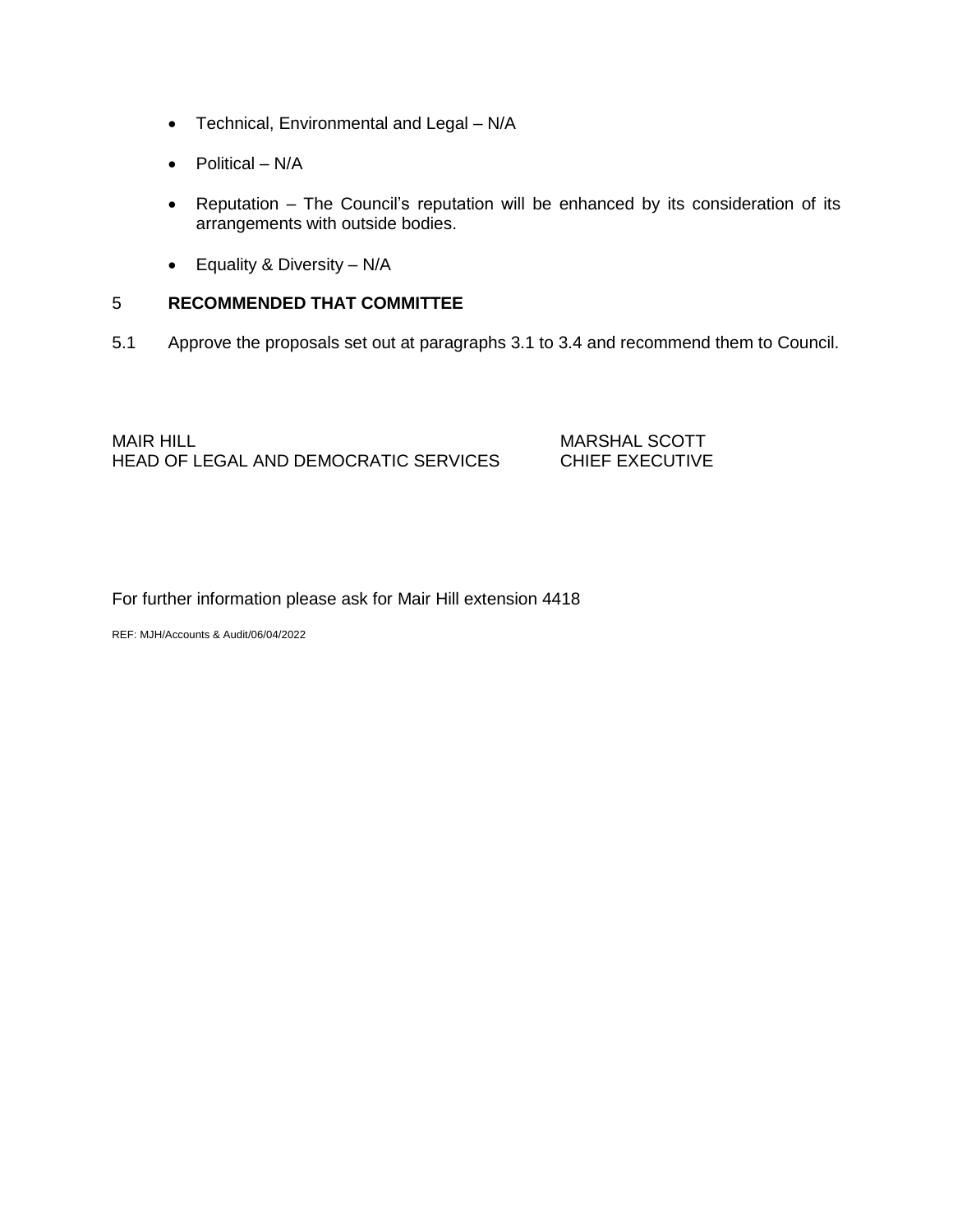- Technical, Environmental and Legal – N/A
- Political – N/A
- Reputation – The Council's reputation will be enhanced by its consideration of its arrangements with outside bodies.
- Equality & Diversity – N/A

## 5 RECOMMENDED THAT COMMITTEE

5.1 Approve the proposals set out at paragraphs 3.1 to 3.4 and recommend them to Council.

MAIR HILL
HEAD OF LEGAL AND DEMOCRATIC SERVICES

MARSHAL SCOTT
CHIEF EXECUTIVE

For further information please ask for Mair Hill extension 4418

REF: MJH/Accounts & Audit/06/04/2022